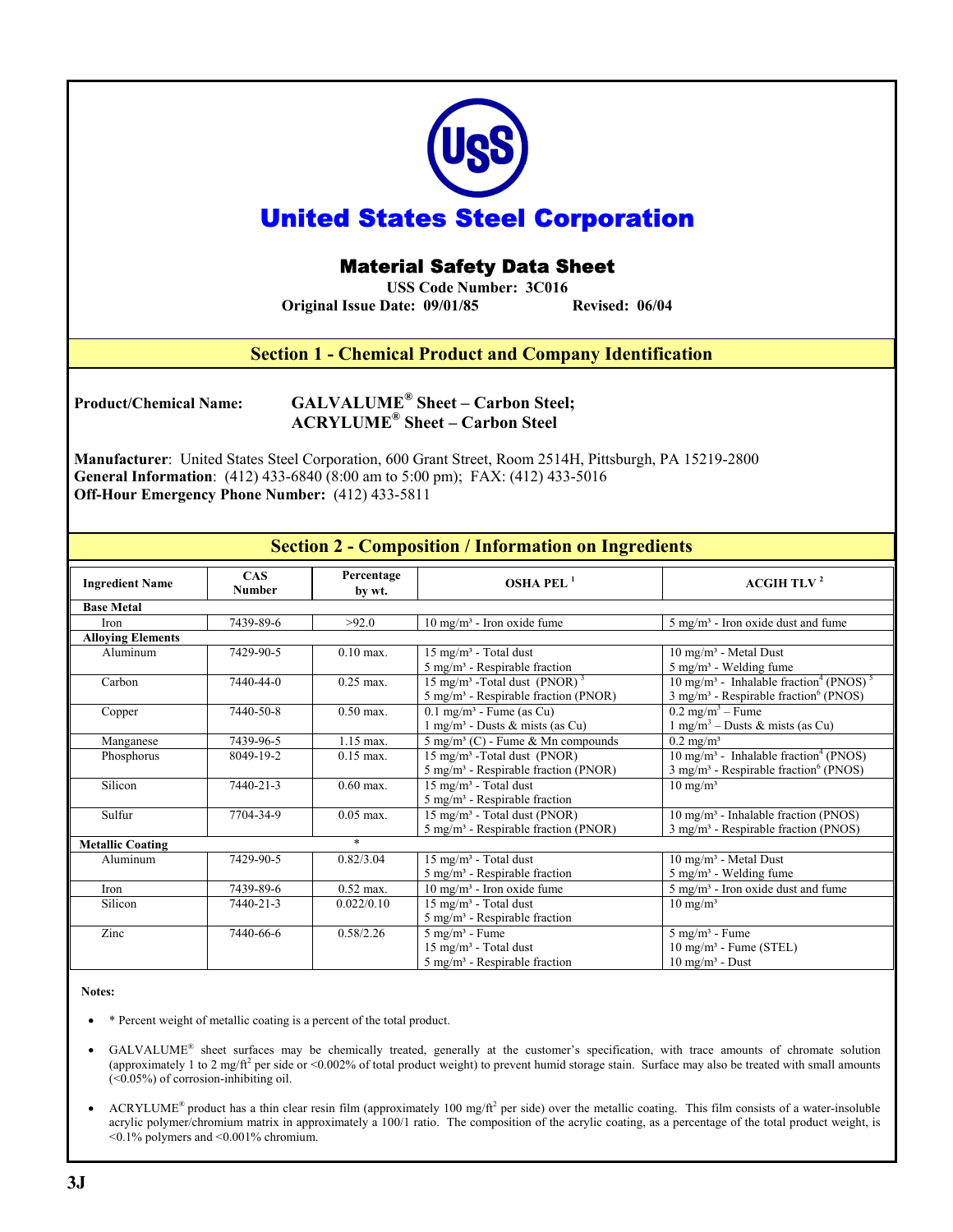# United States Steel Corporation

## Material Safety Data Sheet

**USS Code Number: 3C016**

**Original Issue Date: 09/01/85 Revised: 06/04**

## Section 1 - Chemical Product and Company Identification

**Product/Chemical Name:** GALVALUME® Sheet – Carbon Steel; ACRYLUME® Sheet – Carbon Steel

**Manufacturer**: United States Steel Corporation, 600 Grant Street, Room 2514H, Pittsburgh, PA 15219-2800
**General Information**: (412) 433-6840 (8:00 am to 5:00 pm); FAX: (412) 433-5016
**Off-Hour Emergency Phone Number:** (412) 433-5811

## Section 2 - Composition / Information on Ingredients

| Ingredient Name | CAS Number | Percentage by wt. | OSHA PEL [1] | ACGIH TLV [2] |
|---|---|---|---|---|
| **Base Metal** | | | | |
| Iron | 7439-89-6 | >92.0 | 10 mg/m³ - Iron oxide fume | 5 mg/m³ - Iron oxide dust and fume |
| **Alloying Elements** | | | | |
| Aluminum | 7429-90-5 | 0.10 max. | 15 mg/m³ - Total dust<br>5 mg/m³ - Respirable fraction | 10 mg/m³ - Metal Dust<br>5 mg/m³ - Welding fume |
| Carbon | 7440-44-0 | 0.25 max. | 15 mg/m³ -Total dust (PNOR) [3]<br>5 mg/m³ - Respirable fraction (PNOR) | 10 mg/m³ - Inhalable fraction[4] (PNOS) [5]<br>3 mg/m³ - Respirable fraction[6] (PNOS) |
| Copper | 7440-50-8 | 0.50 max. | 0.1 mg/m³ - Fume (as Cu)<br>1 mg/m³ - Dusts & mists (as Cu) | 0.2 mg/m³ – Fume<br>1 mg/m³ – Dusts & mists (as Cu) |
| Manganese | 7439-96-5 | 1.15 max. | 5 mg/m³ (C) - Fume & Mn compounds | 0.2 mg/m³ |
| Phosphorus | 8049-19-2 | 0.15 max. | 15 mg/m³ -Total dust (PNOR)<br>5 mg/m³ - Respirable fraction (PNOR) | 10 mg/m³ - Inhalable fraction[4] (PNOS)<br>3 mg/m³ - Respirable fraction[6] (PNOS) |
| Silicon | 7440-21-3 | 0.60 max. | 15 mg/m³ - Total dust<br>5 mg/m³ - Respirable fraction | 10 mg/m³ |
| Sulfur | 7704-34-9 | 0.05 max. | 15 mg/m³ - Total dust (PNOR)<br>5 mg/m³ - Respirable fraction (PNOR) | 10 mg/m³ - Inhalable fraction (PNOS)<br>3 mg/m³ - Respirable fraction (PNOS) |
| **Metallic Coating** | | * | | |
| Aluminum | 7429-90-5 | 0.82/3.04 | 15 mg/m³ - Total dust<br>5 mg/m³ - Respirable fraction | 10 mg/m³ - Metal Dust<br>5 mg/m³ - Welding fume |
| Iron | 7439-89-6 | 0.52 max. | 10 mg/m³ - Iron oxide fume | 5 mg/m³ - Iron oxide dust and fume |
| Silicon | 7440-21-3 | 0.022/0.10 | 15 mg/m³ - Total dust<br>5 mg/m³ - Respirable fraction | 10 mg/m³ |
| Zinc | 7440-66-6 | 0.58/2.26 | 5 mg/m³ - Fume<br>15 mg/m³ - Total dust<br>5 mg/m³ - Respirable fraction | 5 mg/m³ - Fume<br>10 mg/m³ - Fume (STEL)<br>10 mg/m³ - Dust |

**Notes:**

- * Percent weight of metallic coating is a percent of the total product.
- GALVALUME® sheet surfaces may be chemically treated, generally at the customer's specification, with trace amounts of chromate solution (approximately 1 to 2 mg/ft² per side or <0.002% of total product weight) to prevent humid storage stain. Surface may also be treated with small amounts (<0.05%) of corrosion-inhibiting oil.
- ACRYLUME® product has a thin clear resin film (approximately 100 mg/ft² per side) over the metallic coating. This film consists of a water-insoluble acrylic polymer/chromium matrix in approximately a 100/1 ratio. The composition of the acrylic coating, as a percentage of the total product weight, is <0.1% polymers and <0.001% chromium.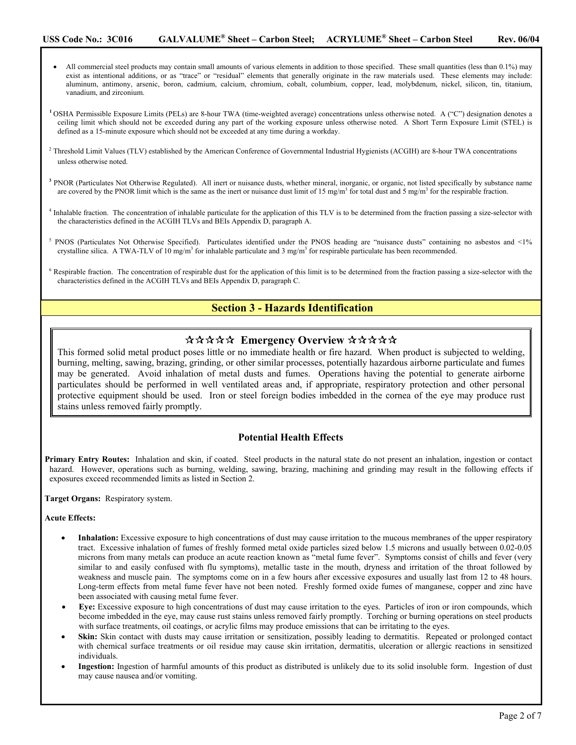- All commercial steel products may contain small amounts of various elements in addition to those specified. These small quantities (less than 0.1%) may exist as intentional additions, or as "trace" or "residual" elements that generally originate in the raw materials used. These elements may include: aluminum, antimony, arsenic, boron, cadmium, calcium, chromium, cobalt, columbium, copper, lead, molybdenum, nickel, silicon, tin, titanium, vanadium, and zirconium.

[1] OSHA Permissible Exposure Limits (PELs) are 8-hour TWA (time-weighted average) concentrations unless otherwise noted. A ("C") designation denotes a ceiling limit which should not be exceeded during any part of the working exposure unless otherwise noted. A Short Term Exposure Limit (STEL) is defined as a 15-minute exposure which should not be exceeded at any time during a workday.

[2] Threshold Limit Values (TLV) established by the American Conference of Governmental Industrial Hygienists (ACGIH) are 8-hour TWA concentrations unless otherwise noted.

[3] PNOR (Particulates Not Otherwise Regulated). All inert or nuisance dusts, whether mineral, inorganic, or organic, not listed specifically by substance name are covered by the PNOR limit which is the same as the inert or nuisance dust limit of 15 $mg/m^3$ for total dust and 5 $mg/m^3$ for the respirable fraction.

[4] Inhalable fraction. The concentration of inhalable particulate for the application of this TLV is to be determined from the fraction passing a size-selector with the characteristics defined in the ACGIH TLVs and BEIs Appendix D, paragraph A.

[5] PNOS (Particulates Not Otherwise Specified). Particulates identified under the PNOS heading are "nuisance dusts" containing no asbestos and <1% crystalline silica. A TWA-TLV of 10 $mg/m^3$ for inhalable particulate and 3 $mg/m^3$ for respirable particulate has been recommended.

[6] Respirable fraction. The concentration of respirable dust for the application of this limit is to be determined from the fraction passing a size-selector with the characteristics defined in the ACGIH TLVs and BEIs Appendix D, paragraph C.

## Section 3 - Hazards Identification

### ☆☆☆☆☆ Emergency Overview ☆☆☆☆☆

This formed solid metal product poses little or no immediate health or fire hazard. When product is subjected to welding, burning, melting, sawing, brazing, grinding, or other similar processes, potentially hazardous airborne particulate and fumes may be generated. Avoid inhalation of metal dusts and fumes. Operations having the potential to generate airborne particulates should be performed in well ventilated areas and, if appropriate, respiratory protection and other personal protective equipment should be used. Iron or steel foreign bodies imbedded in the cornea of the eye may produce rust stains unless removed fairly promptly.

### Potential Health Effects

**Primary Entry Routes:** Inhalation and skin, if coated. Steel products in the natural state do not present an inhalation, ingestion or contact hazard. However, operations such as burning, welding, sawing, brazing, machining and grinding may result in the following effects if exposures exceed recommended limits as listed in Section 2.

**Target Organs:** Respiratory system.

**Acute Effects:**

- **Inhalation:** Excessive exposure to high concentrations of dust may cause irritation to the mucous membranes of the upper respiratory tract. Excessive inhalation of fumes of freshly formed metal oxide particles sized below 1.5 microns and usually between 0.02-0.05 microns from many metals can produce an acute reaction known as "metal fume fever". Symptoms consist of chills and fever (very similar to and easily confused with flu symptoms), metallic taste in the mouth, dryness and irritation of the throat followed by weakness and muscle pain. The symptoms come on in a few hours after excessive exposures and usually last from 12 to 48 hours. Long-term effects from metal fume fever have not been noted. Freshly formed oxide fumes of manganese, copper and zinc have been associated with causing metal fume fever.
- **Eye:** Excessive exposure to high concentrations of dust may cause irritation to the eyes. Particles of iron or iron compounds, which become imbedded in the eye, may cause rust stains unless removed fairly promptly. Torching or burning operations on steel products with surface treatments, oil coatings, or acrylic films may produce emissions that can be irritating to the eyes.
- **Skin:** Skin contact with dusts may cause irritation or sensitization, possibly leading to dermatitis. Repeated or prolonged contact with chemical surface treatments or oil residue may cause skin irritation, dermatitis, ulceration or allergic reactions in sensitized individuals.
- **Ingestion:** Ingestion of harmful amounts of this product as distributed is unlikely due to its solid insoluble form. Ingestion of dust may cause nausea and/or vomiting.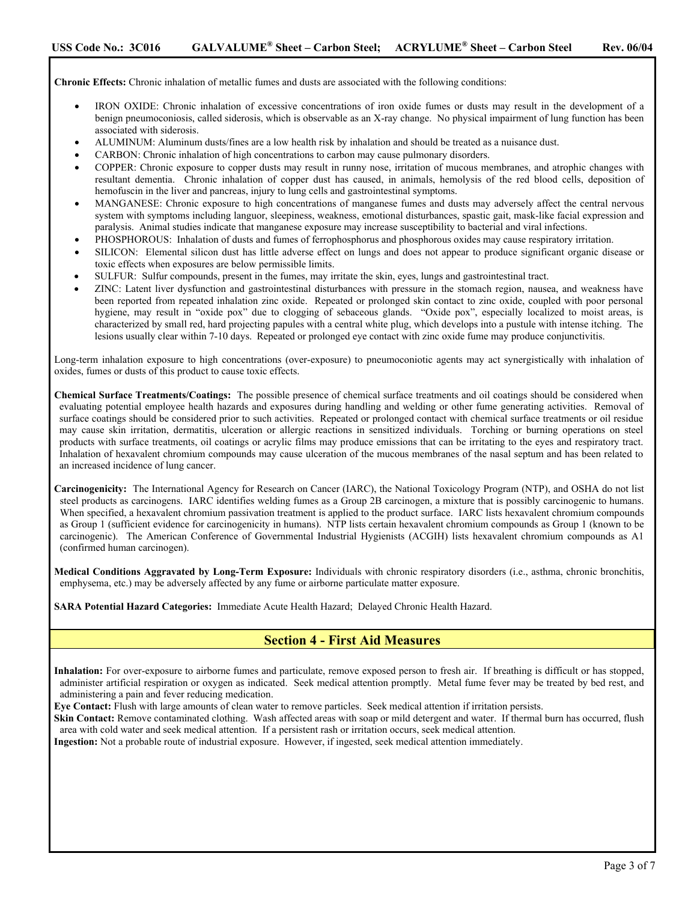**Chronic Effects:** Chronic inhalation of metallic fumes and dusts are associated with the following conditions:

- IRON OXIDE: Chronic inhalation of excessive concentrations of iron oxide fumes or dusts may result in the development of a benign pneumoconiosis, called siderosis, which is observable as an X-ray change. No physical impairment of lung function has been associated with siderosis.
- ALUMINUM: Aluminum dusts/fines are a low health risk by inhalation and should be treated as a nuisance dust.
- CARBON: Chronic inhalation of high concentrations to carbon may cause pulmonary disorders.
- COPPER: Chronic exposure to copper dusts may result in runny nose, irritation of mucous membranes, and atrophic changes with resultant dementia. Chronic inhalation of copper dust has caused, in animals, hemolysis of the red blood cells, deposition of hemofuscin in the liver and pancreas, injury to lung cells and gastrointestinal symptoms.
- MANGANESE: Chronic exposure to high concentrations of manganese fumes and dusts may adversely affect the central nervous system with symptoms including languor, sleepiness, weakness, emotional disturbances, spastic gait, mask-like facial expression and paralysis. Animal studies indicate that manganese exposure may increase susceptibility to bacterial and viral infections.
- PHOSPHOROUS: Inhalation of dusts and fumes of ferrophosphorus and phosphorous oxides may cause respiratory irritation.
- SILICON: Elemental silicon dust has little adverse effect on lungs and does not appear to produce significant organic disease or toxic effects when exposures are below permissible limits.
- SULFUR: Sulfur compounds, present in the fumes, may irritate the skin, eyes, lungs and gastrointestinal tract.
- ZINC: Latent liver dysfunction and gastrointestinal disturbances with pressure in the stomach region, nausea, and weakness have been reported from repeated inhalation zinc oxide. Repeated or prolonged skin contact to zinc oxide, coupled with poor personal hygiene, may result in "oxide pox" due to clogging of sebaceous glands. "Oxide pox", especially localized to moist areas, is characterized by small red, hard projecting papules with a central white plug, which develops into a pustule with intense itching. The lesions usually clear within 7-10 days. Repeated or prolonged eye contact with zinc oxide fume may produce conjunctivitis.

Long-term inhalation exposure to high concentrations (over-exposure) to pneumoconiotic agents may act synergistically with inhalation of oxides, fumes or dusts of this product to cause toxic effects.

**Chemical Surface Treatments/Coatings:** The possible presence of chemical surface treatments and oil coatings should be considered when evaluating potential employee health hazards and exposures during handling and welding or other fume generating activities. Removal of surface coatings should be considered prior to such activities. Repeated or prolonged contact with chemical surface treatments or oil residue may cause skin irritation, dermatitis, ulceration or allergic reactions in sensitized individuals. Torching or burning operations on steel products with surface treatments, oil coatings or acrylic films may produce emissions that can be irritating to the eyes and respiratory tract. Inhalation of hexavalent chromium compounds may cause ulceration of the mucous membranes of the nasal septum and has been related to an increased incidence of lung cancer.

**Carcinogenicity:** The International Agency for Research on Cancer (IARC), the National Toxicology Program (NTP), and OSHA do not list steel products as carcinogens. IARC identifies welding fumes as a Group 2B carcinogen, a mixture that is possibly carcinogenic to humans. When specified, a hexavalent chromium passivation treatment is applied to the product surface. IARC lists hexavalent chromium compounds as Group 1 (sufficient evidence for carcinogenicity in humans). NTP lists certain hexavalent chromium compounds as Group 1 (known to be carcinogenic). The American Conference of Governmental Industrial Hygienists (ACGIH) lists hexavalent chromium compounds as A1 (confirmed human carcinogen).

**Medical Conditions Aggravated by Long-Term Exposure:** Individuals with chronic respiratory disorders (i.e., asthma, chronic bronchitis, emphysema, etc.) may be adversely affected by any fume or airborne particulate matter exposure.

**SARA Potential Hazard Categories:** Immediate Acute Health Hazard; Delayed Chronic Health Hazard.

## Section 4 - First Aid Measures

**Inhalation:** For over-exposure to airborne fumes and particulate, remove exposed person to fresh air. If breathing is difficult or has stopped, administer artificial respiration or oxygen as indicated. Seek medical attention promptly. Metal fume fever may be treated by bed rest, and administering a pain and fever reducing medication.

**Eye Contact:** Flush with large amounts of clean water to remove particles. Seek medical attention if irritation persists.

**Skin Contact:** Remove contaminated clothing. Wash affected areas with soap or mild detergent and water. If thermal burn has occurred, flush area with cold water and seek medical attention. If a persistent rash or irritation occurs, seek medical attention.

**Ingestion:** Not a probable route of industrial exposure. However, if ingested, seek medical attention immediately.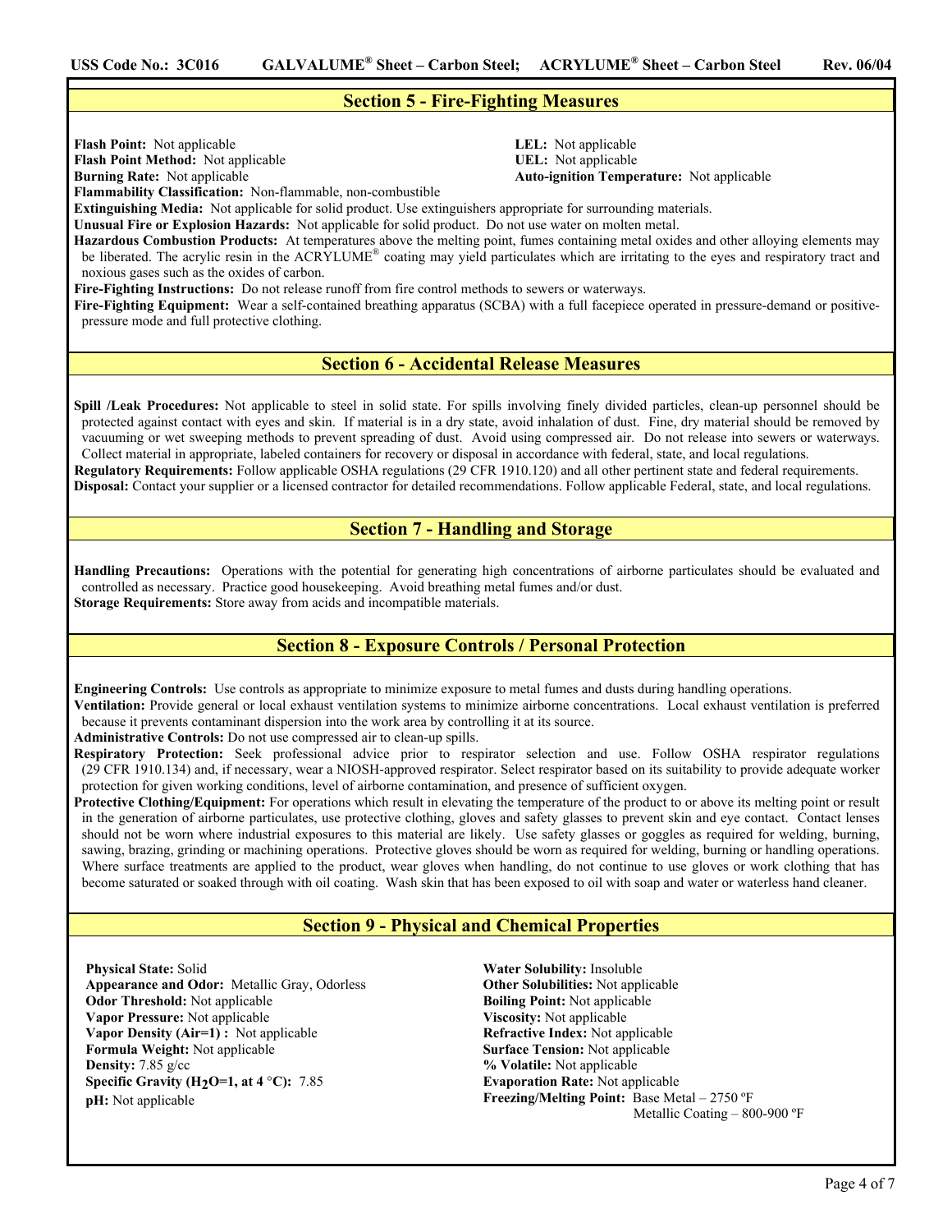## Section 5 - Fire-Fighting Measures

**Flash Point:** Not applicable
**Flash Point Method:** Not applicable
**Burning Rate:** Not applicable
**LEL:** Not applicable
**UEL:** Not applicable
**Auto-ignition Temperature:** Not applicable
**Flammability Classification:** Non-flammable, non-combustible
**Extinguishing Media:** Not applicable for solid product. Use extinguishers appropriate for surrounding materials.
**Unusual Fire or Explosion Hazards:** Not applicable for solid product. Do not use water on molten metal.
**Hazardous Combustion Products:** At temperatures above the melting point, fumes containing metal oxides and other alloying elements may be liberated. The acrylic resin in the ACRYLUME® coating may yield particulates which are irritating to the eyes and respiratory tract and noxious gases such as the oxides of carbon.
**Fire-Fighting Instructions:** Do not release runoff from fire control methods to sewers or waterways.
**Fire-Fighting Equipment:** Wear a self-contained breathing apparatus (SCBA) with a full facepiece operated in pressure-demand or positive-pressure mode and full protective clothing.

## Section 6 - Accidental Release Measures

**Spill /Leak Procedures:** Not applicable to steel in solid state. For spills involving finely divided particles, clean-up personnel should be protected against contact with eyes and skin. If material is in a dry state, avoid inhalation of dust. Fine, dry material should be removed by vacuuming or wet sweeping methods to prevent spreading of dust. Avoid using compressed air. Do not release into sewers or waterways. Collect material in appropriate, labeled containers for recovery or disposal in accordance with federal, state, and local regulations.
**Regulatory Requirements:** Follow applicable OSHA regulations (29 CFR 1910.120) and all other pertinent state and federal requirements.
**Disposal:** Contact your supplier or a licensed contractor for detailed recommendations. Follow applicable Federal, state, and local regulations.

## Section 7 - Handling and Storage

**Handling Precautions:** Operations with the potential for generating high concentrations of airborne particulates should be evaluated and controlled as necessary. Practice good housekeeping. Avoid breathing metal fumes and/or dust.
**Storage Requirements:** Store away from acids and incompatible materials.

## Section 8 - Exposure Controls / Personal Protection

**Engineering Controls:** Use controls as appropriate to minimize exposure to metal fumes and dusts during handling operations.
**Ventilation:** Provide general or local exhaust ventilation systems to minimize airborne concentrations. Local exhaust ventilation is preferred because it prevents contaminant dispersion into the work area by controlling it at its source.
**Administrative Controls:** Do not use compressed air to clean-up spills.
**Respiratory Protection:** Seek professional advice prior to respirator selection and use. Follow OSHA respirator regulations (29 CFR 1910.134) and, if necessary, wear a NIOSH-approved respirator. Select respirator based on its suitability to provide adequate worker protection for given working conditions, level of airborne contamination, and presence of sufficient oxygen.
**Protective Clothing/Equipment:** For operations which result in elevating the temperature of the product to or above its melting point or result in the generation of airborne particulates, use protective clothing, gloves and safety glasses to prevent skin and eye contact. Contact lenses should not be worn where industrial exposures to this material are likely. Use safety glasses or goggles as required for welding, burning, sawing, brazing, grinding or machining operations. Protective gloves should be worn as required for welding, burning or handling operations. Where surface treatments are applied to the product, wear gloves when handling, do not continue to use gloves or work clothing that has become saturated or soaked through with oil coating. Wash skin that has been exposed to oil with soap and water or waterless hand cleaner.

## Section 9 - Physical and Chemical Properties

**Physical State:** Solid
**Appearance and Odor:** Metallic Gray, Odorless
**Odor Threshold:** Not applicable
**Vapor Pressure:** Not applicable
**Vapor Density (Air=1) :** Not applicable
**Formula Weight:** Not applicable
**Density:** 7.85 g/cc
**Specific Gravity ($H_2O$=1, at 4 °C):** 7.85
**pH:** Not applicable
**Water Solubility:** Insoluble
**Other Solubilities:** Not applicable
**Boiling Point:** Not applicable
**Viscosity:** Not applicable
**Refractive Index:** Not applicable
**Surface Tension:** Not applicable
**% Volatile:** Not applicable
**Evaporation Rate:** Not applicable
**Freezing/Melting Point:** Base Metal – 2750 ºF
Metallic Coating – 800-900 ºF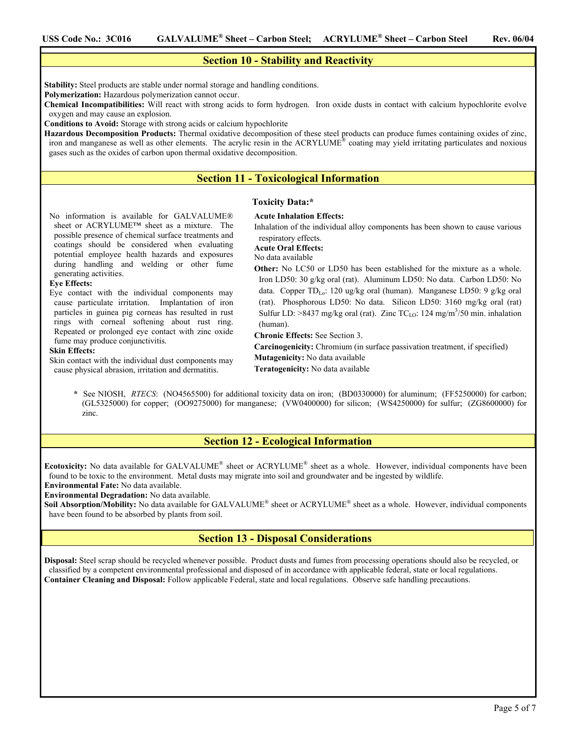## Section 10 - Stability and Reactivity

**Stability:** Steel products are stable under normal storage and handling conditions.

**Polymerization:** Hazardous polymerization cannot occur.

**Chemical Incompatibilities:** Will react with strong acids to form hydrogen. Iron oxide dusts in contact with calcium hypochlorite evolve oxygen and may cause an explosion.

**Conditions to Avoid:** Storage with strong acids or calcium hypochlorite

**Hazardous Decomposition Products:** Thermal oxidative decomposition of these steel products can produce fumes containing oxides of zinc, iron and manganese as well as other elements. The acrylic resin in the ACRYLUME® coating may yield irritating particulates and noxious gases such as the oxides of carbon upon thermal oxidative decomposition.

## Section 11 - Toxicological Information

No information is available for GALVALUME® sheet or ACRYLUME™ sheet as a mixture. The possible presence of chemical surface treatments and coatings should be considered when evaluating potential employee health hazards and exposures during handling and welding or other fume generating activities.

**Eye Effects:**

Eye contact with the individual components may cause particulate irritation. Implantation of iron particles in guinea pig corneas has resulted in rust rings with corneal softening about rust ring. Repeated or prolonged eye contact with zinc oxide fume may produce conjunctivitis.

**Skin Effects:**

Skin contact with the individual dust components may cause physical abrasion, irritation and dermatitis.

**Toxicity Data:***

**Acute Inhalation Effects:**

Inhalation of the individual alloy components has been shown to cause various respiratory effects.

**Acute Oral Effects:**

No data available

**Other:** No LC50 or LD50 has been established for the mixture as a whole. Iron LD50: 30 g/kg oral (rat). Aluminum LD50: No data. Carbon LD50: No data. Copper $TD_{Lo}$: 120 ug/kg oral (human). Manganese LD50: 9 g/kg oral (rat). Phosphorous LD50: No data. Silicon LD50: 3160 mg/kg oral (rat) Sulfur LD: >8437 mg/kg oral (rat). Zinc $TC_{LO}$: 124 $mg/m^3$/50 min. inhalation (human).

**Chronic Effects:** See Section 3.

**Carcinogenicity:** Chromium (in surface passivation treatment, if specified)

**Mutagenicity:** No data available

**Teratogenicity:** No data available

\* See NIOSH, *RTECS*: (NO4565500) for additional toxicity data on iron; (BD0330000) for aluminum; (FF5250000) for carbon; (GL5325000) for copper; (OO9275000) for manganese; (VW0400000) for silicon; (WS4250000) for sulfur; (ZG8600000) for zinc.

## Section 12 - Ecological Information

**Ecotoxicity:** No data available for GALVALUME® sheet or ACRYLUME® sheet as a whole. However, individual components have been found to be toxic to the environment. Metal dusts may migrate into soil and groundwater and be ingested by wildlife.

**Environmental Fate:** No data available.

**Environmental Degradation:** No data available.

**Soil Absorption/Mobility:** No data available for GALVALUME® sheet or ACRYLUME® sheet as a whole. However, individual components have been found to be absorbed by plants from soil.

## Section 13 - Disposal Considerations

**Disposal:** Steel scrap should be recycled whenever possible. Product dusts and fumes from processing operations should also be recycled, or classified by a competent environmental professional and disposed of in accordance with applicable federal, state or local regulations.

**Container Cleaning and Disposal:** Follow applicable Federal, state and local regulations. Observe safe handling precautions.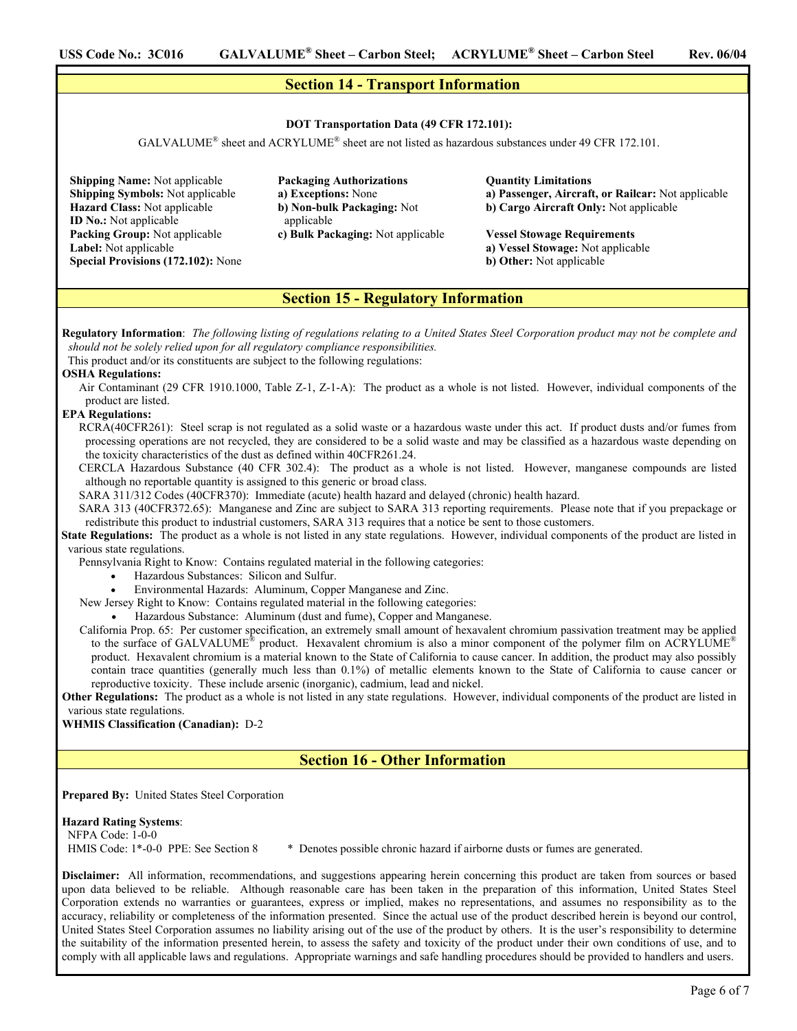## Section 14 - Transport Information

**DOT Transportation Data (49 CFR 172.101):**

GALVALUME® sheet and ACRYLUME® sheet are not listed as hazardous substances under 49 CFR 172.101.

**Shipping Name:** Not applicable
**Shipping Symbols:** Not applicable
**Hazard Class:** Not applicable
**ID No.:** Not applicable
**Packing Group:** Not applicable
**Label:** Not applicable
**Special Provisions (172.102):** None

**Packaging Authorizations**
**a) Exceptions:** None
**b) Non-bulk Packaging:** Not applicable
**c) Bulk Packaging:** Not applicable

**Quantity Limitations**
**a) Passenger, Aircraft, or Railcar:** Not applicable
**b) Cargo Aircraft Only:** Not applicable

**Vessel Stowage Requirements**
**a) Vessel Stowage:** Not applicable
**b) Other:** Not applicable

## Section 15 - Regulatory Information

**Regulatory Information**: *The following listing of regulations relating to a United States Steel Corporation product may not be complete and should not be solely relied upon for all regulatory compliance responsibilities.*

This product and/or its constituents are subject to the following regulations:

**OSHA Regulations:**

Air Contaminant (29 CFR 1910.1000, Table Z-1, Z-1-A): The product as a whole is not listed. However, individual components of the product are listed.

**EPA Regulations:**

RCRA(40CFR261): Steel scrap is not regulated as a solid waste or a hazardous waste under this act. If product dusts and/or fumes from processing operations are not recycled, they are considered to be a solid waste and may be classified as a hazardous waste depending on the toxicity characteristics of the dust as defined within 40CFR261.24.

CERCLA Hazardous Substance (40 CFR 302.4): The product as a whole is not listed. However, manganese compounds are listed although no reportable quantity is assigned to this generic or broad class.

SARA 311/312 Codes (40CFR370): Immediate (acute) health hazard and delayed (chronic) health hazard.

SARA 313 (40CFR372.65): Manganese and Zinc are subject to SARA 313 reporting requirements. Please note that if you prepackage or redistribute this product to industrial customers, SARA 313 requires that a notice be sent to those customers.

**State Regulations:** The product as a whole is not listed in any state regulations. However, individual components of the product are listed in various state regulations.

Pennsylvania Right to Know: Contains regulated material in the following categories:

- Hazardous Substances: Silicon and Sulfur.
- Environmental Hazards: Aluminum, Copper Manganese and Zinc.

New Jersey Right to Know: Contains regulated material in the following categories:

- Hazardous Substance: Aluminum (dust and fume), Copper and Manganese.

California Prop. 65: Per customer specification, an extremely small amount of hexavalent chromium passivation treatment may be applied to the surface of GALVALUME® product. Hexavalent chromium is also a minor component of the polymer film on ACRYLUME® product. Hexavalent chromium is a material known to the State of California to cause cancer. In addition, the product may also possibly contain trace quantities (generally much less than 0.1%) of metallic elements known to the State of California to cause cancer or reproductive toxicity. These include arsenic (inorganic), cadmium, lead and nickel.

**Other Regulations:** The product as a whole is not listed in any state regulations. However, individual components of the product are listed in various state regulations.

**WHMIS Classification (Canadian):** D-2

## Section 16 - Other Information

**Prepared By:** United States Steel Corporation

**Hazard Rating Systems**:
NFPA Code: 1-0-0
HMIS Code: 1*-0-0 PPE: See Section 8 &nbsp;&nbsp;&nbsp; * Denotes possible chronic hazard if airborne dusts or fumes are generated.

**Disclaimer:** All information, recommendations, and suggestions appearing herein concerning this product are taken from sources or based upon data believed to be reliable. Although reasonable care has been taken in the preparation of this information, United States Steel Corporation extends no warranties or guarantees, express or implied, makes no representations, and assumes no responsibility as to the accuracy, reliability or completeness of the information presented. Since the actual use of the product described herein is beyond our control, United States Steel Corporation assumes no liability arising out of the use of the product by others. It is the user's responsibility to determine the suitability of the information presented herein, to assess the safety and toxicity of the product under their own conditions of use, and to comply with all applicable laws and regulations. Appropriate warnings and safe handling procedures should be provided to handlers and users.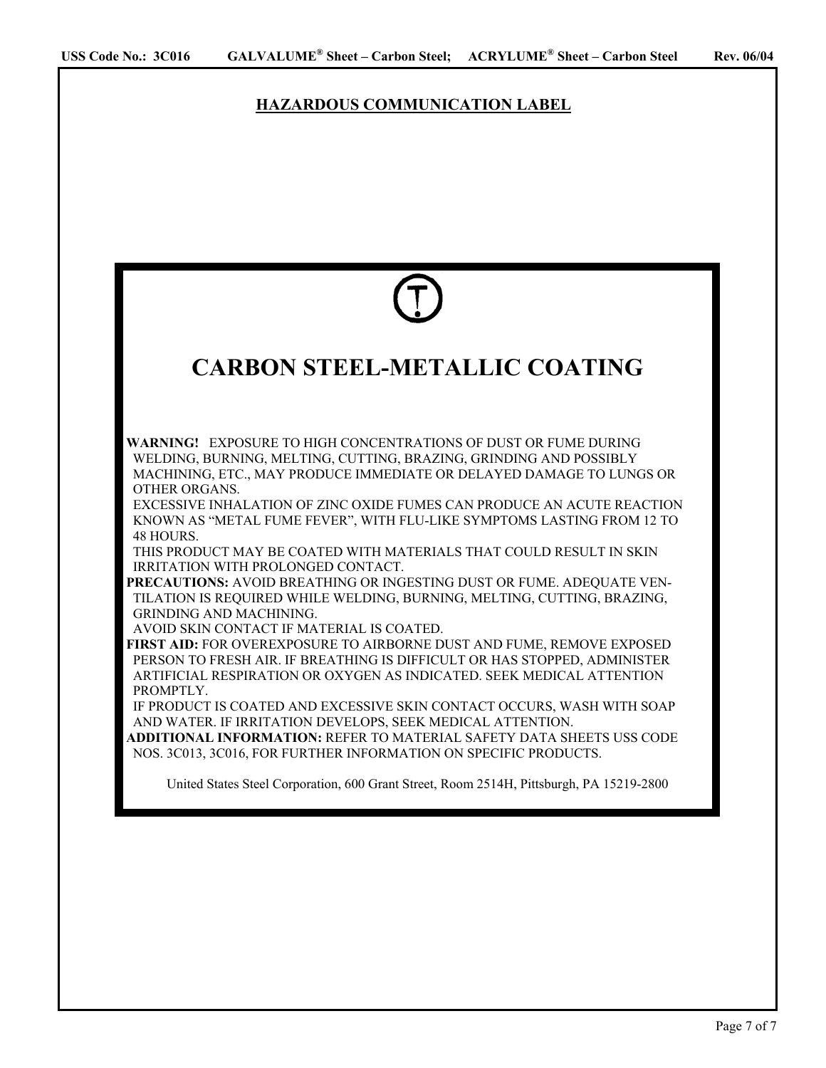## HAZARDOUS COMMUNICATION LABEL

# CARBON STEEL-METALLIC COATING

**WARNING!** EXPOSURE TO HIGH CONCENTRATIONS OF DUST OR FUME DURING WELDING, BURNING, MELTING, CUTTING, BRAZING, GRINDING AND POSSIBLY MACHINING, ETC., MAY PRODUCE IMMEDIATE OR DELAYED DAMAGE TO LUNGS OR OTHER ORGANS.

EXCESSIVE INHALATION OF ZINC OXIDE FUMES CAN PRODUCE AN ACUTE REACTION KNOWN AS "METAL FUME FEVER", WITH FLU-LIKE SYMPTOMS LASTING FROM 12 TO 48 HOURS.

THIS PRODUCT MAY BE COATED WITH MATERIALS THAT COULD RESULT IN SKIN IRRITATION WITH PROLONGED CONTACT.

**PRECAUTIONS:** AVOID BREATHING OR INGESTING DUST OR FUME. ADEQUATE VENTILATION IS REQUIRED WHILE WELDING, BURNING, MELTING, CUTTING, BRAZING, GRINDING AND MACHINING.

AVOID SKIN CONTACT IF MATERIAL IS COATED.

**FIRST AID:** FOR OVEREXPOSURE TO AIRBORNE DUST AND FUME, REMOVE EXPOSED PERSON TO FRESH AIR. IF BREATHING IS DIFFICULT OR HAS STOPPED, ADMINISTER ARTIFICIAL RESPIRATION OR OXYGEN AS INDICATED. SEEK MEDICAL ATTENTION PROMPTLY.

IF PRODUCT IS COATED AND EXCESSIVE SKIN CONTACT OCCURS, WASH WITH SOAP AND WATER. IF IRRITATION DEVELOPS, SEEK MEDICAL ATTENTION.

**ADDITIONAL INFORMATION:** REFER TO MATERIAL SAFETY DATA SHEETS USS CODE NOS. 3C013, 3C016, FOR FURTHER INFORMATION ON SPECIFIC PRODUCTS.

United States Steel Corporation, 600 Grant Street, Room 2514H, Pittsburgh, PA 15219-2800